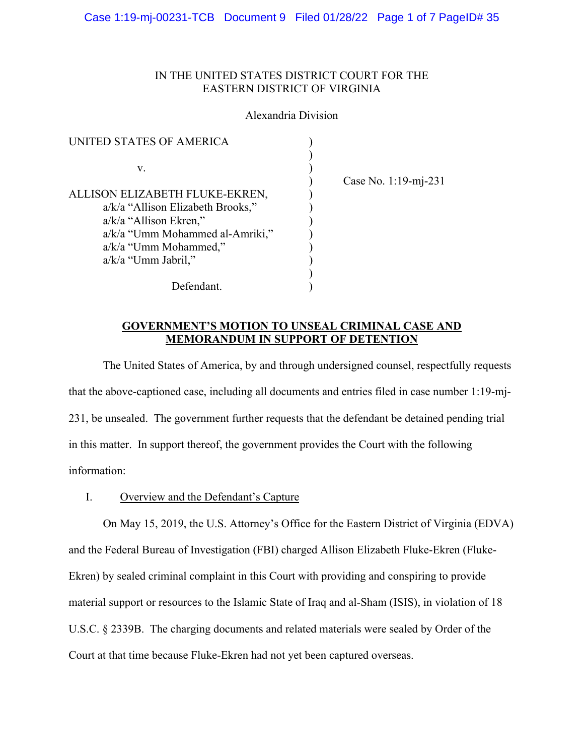IN THE UNITED STATES DISTRICT COURT FOR THE
EASTERN DISTRICT OF VIRGINIA

Alexandria Division

UNITED STATES OF AMERICA

v.

ALLISON ELIZABETH FLUKE-EKREN,
a/k/a "Allison Elizabeth Brooks,"
a/k/a "Allison Ekren,"
a/k/a "Umm Mohammed al-Amriki,"
a/k/a "Umm Mohammed,"
a/k/a "Umm Jabril,"

Defendant.

Case No. 1:19-mj-231

**GOVERNMENT'S MOTION TO UNSEAL CRIMINAL CASE AND MEMORANDUM IN SUPPORT OF DETENTION**

The United States of America, by and through undersigned counsel, respectfully requests that the above-captioned case, including all documents and entries filed in case number 1:19-mj-231, be unsealed. The government further requests that the defendant be detained pending trial in this matter. In support thereof, the government provides the Court with the following information:

I. Overview and the Defendant's Capture

On May 15, 2019, the U.S. Attorney's Office for the Eastern District of Virginia (EDVA) and the Federal Bureau of Investigation (FBI) charged Allison Elizabeth Fluke-Ekren (Fluke-Ekren) by sealed criminal complaint in this Court with providing and conspiring to provide material support or resources to the Islamic State of Iraq and al-Sham (ISIS), in violation of 18 U.S.C. § 2339B. The charging documents and related materials were sealed by Order of the Court at that time because Fluke-Ekren had not yet been captured overseas.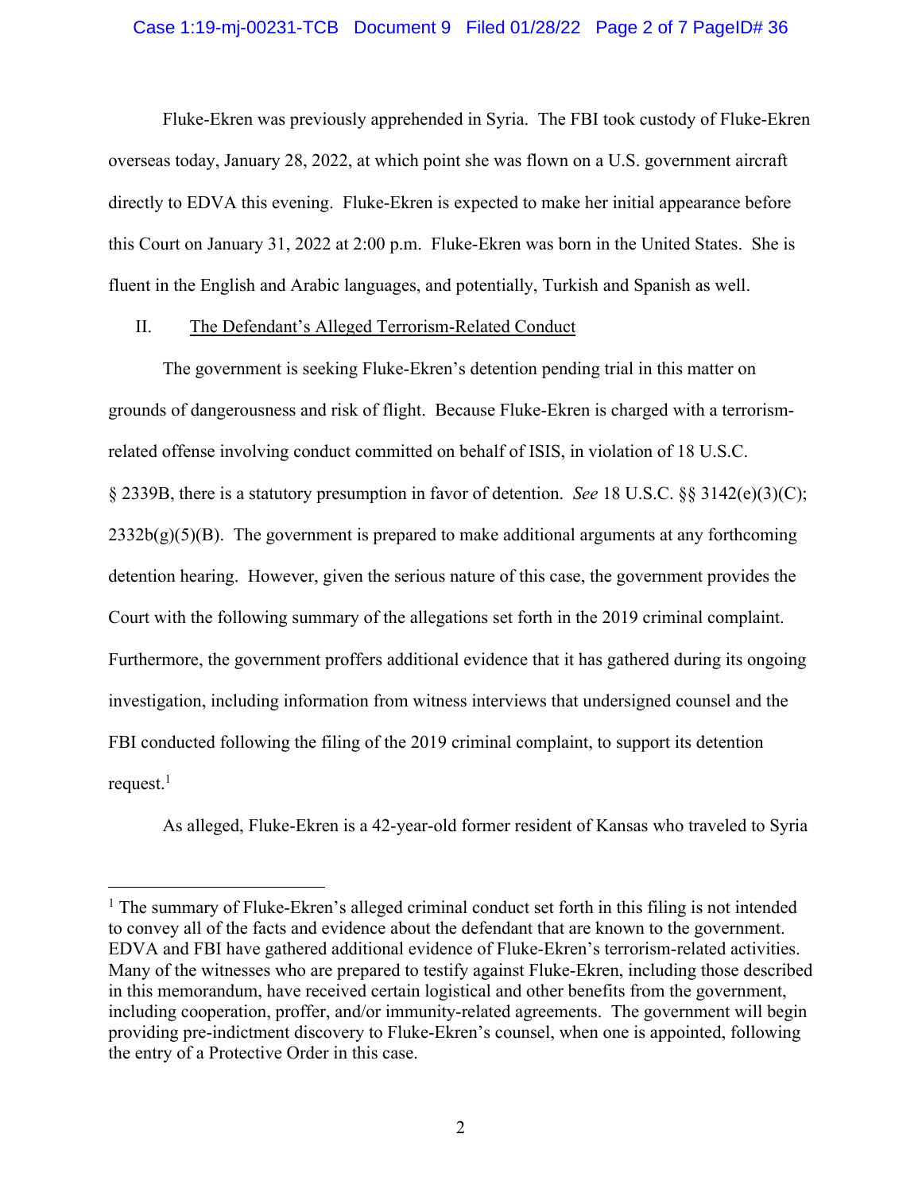Fluke-Ekren was previously apprehended in Syria. The FBI took custody of Fluke-Ekren overseas today, January 28, 2022, at which point she was flown on a U.S. government aircraft directly to EDVA this evening. Fluke-Ekren is expected to make her initial appearance before this Court on January 31, 2022 at 2:00 p.m. Fluke-Ekren was born in the United States. She is fluent in the English and Arabic languages, and potentially, Turkish and Spanish as well.

## II. The Defendant's Alleged Terrorism-Related Conduct

The government is seeking Fluke-Ekren's detention pending trial in this matter on grounds of dangerousness and risk of flight. Because Fluke-Ekren is charged with a terrorism-related offense involving conduct committed on behalf of ISIS, in violation of 18 U.S.C. § 2339B, there is a statutory presumption in favor of detention. *See* 18 U.S.C. §§ 3142(e)(3)(C); 2332b(g)(5)(B). The government is prepared to make additional arguments at any forthcoming detention hearing. However, given the serious nature of this case, the government provides the Court with the following summary of the allegations set forth in the 2019 criminal complaint. Furthermore, the government proffers additional evidence that it has gathered during its ongoing investigation, including information from witness interviews that undersigned counsel and the FBI conducted following the filing of the 2019 criminal complaint, to support its detention request.[1]

As alleged, Fluke-Ekren is a 42-year-old former resident of Kansas who traveled to Syria

---

[1] The summary of Fluke-Ekren's alleged criminal conduct set forth in this filing is not intended to convey all of the facts and evidence about the defendant that are known to the government. EDVA and FBI have gathered additional evidence of Fluke-Ekren's terrorism-related activities. Many of the witnesses who are prepared to testify against Fluke-Ekren, including those described in this memorandum, have received certain logistical and other benefits from the government, including cooperation, proffer, and/or immunity-related agreements. The government will begin providing pre-indictment discovery to Fluke-Ekren's counsel, when one is appointed, following the entry of a Protective Order in this case.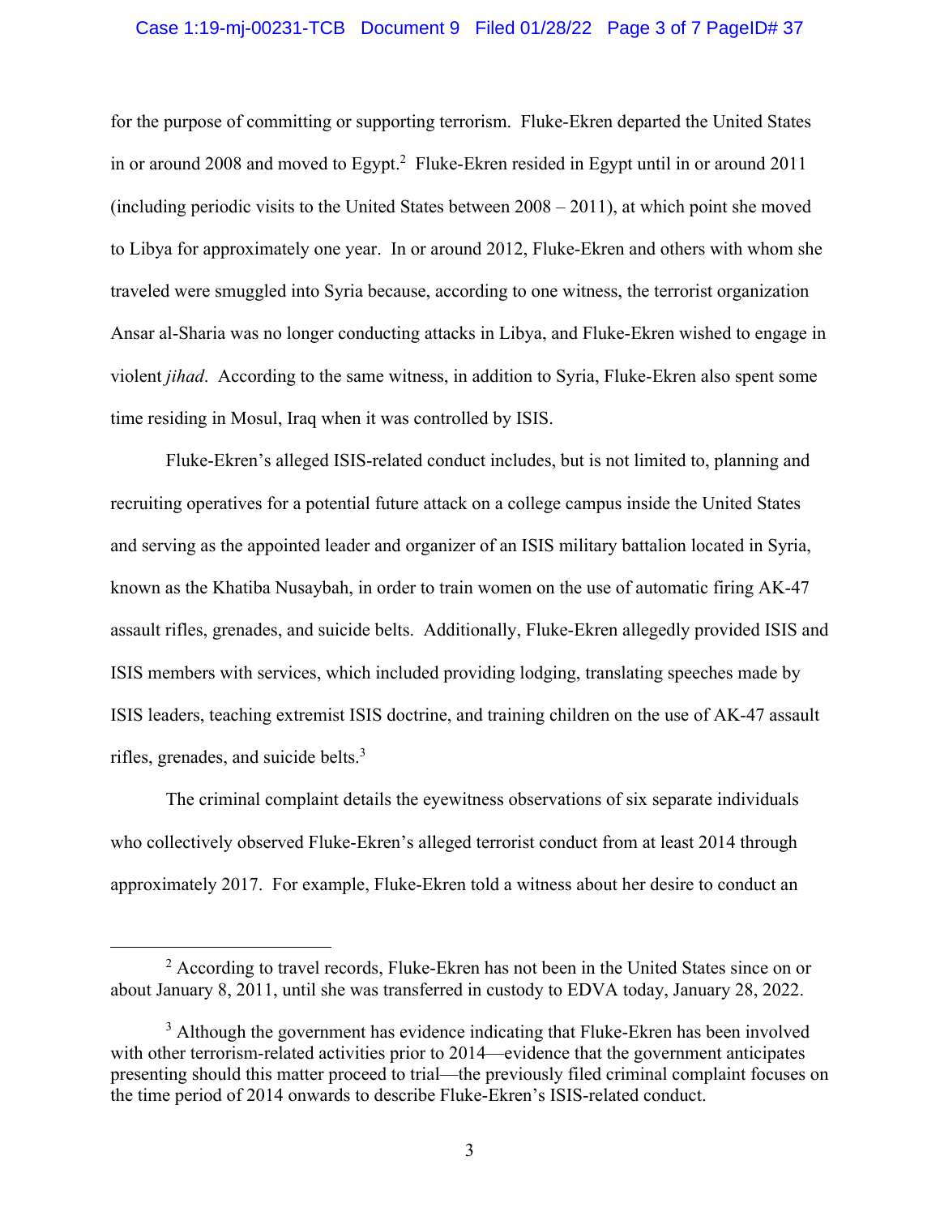for the purpose of committing or supporting terrorism. Fluke-Ekren departed the United States in or around 2008 and moved to Egypt.[2] Fluke-Ekren resided in Egypt until in or around 2011 (including periodic visits to the United States between 2008 – 2011), at which point she moved to Libya for approximately one year. In or around 2012, Fluke-Ekren and others with whom she traveled were smuggled into Syria because, according to one witness, the terrorist organization Ansar al-Sharia was no longer conducting attacks in Libya, and Fluke-Ekren wished to engage in violent *jihad*. According to the same witness, in addition to Syria, Fluke-Ekren also spent some time residing in Mosul, Iraq when it was controlled by ISIS.

Fluke-Ekren's alleged ISIS-related conduct includes, but is not limited to, planning and recruiting operatives for a potential future attack on a college campus inside the United States and serving as the appointed leader and organizer of an ISIS military battalion located in Syria, known as the Khatiba Nusaybah, in order to train women on the use of automatic firing AK-47 assault rifles, grenades, and suicide belts. Additionally, Fluke-Ekren allegedly provided ISIS and ISIS members with services, which included providing lodging, translating speeches made by ISIS leaders, teaching extremist ISIS doctrine, and training children on the use of AK-47 assault rifles, grenades, and suicide belts.[3]

The criminal complaint details the eyewitness observations of six separate individuals who collectively observed Fluke-Ekren's alleged terrorist conduct from at least 2014 through approximately 2017. For example, Fluke-Ekren told a witness about her desire to conduct an

[2] According to travel records, Fluke-Ekren has not been in the United States since on or about January 8, 2011, until she was transferred in custody to EDVA today, January 28, 2022.

[3] Although the government has evidence indicating that Fluke-Ekren has been involved with other terrorism-related activities prior to 2014—evidence that the government anticipates presenting should this matter proceed to trial—the previously filed criminal complaint focuses on the time period of 2014 onwards to describe Fluke-Ekren's ISIS-related conduct.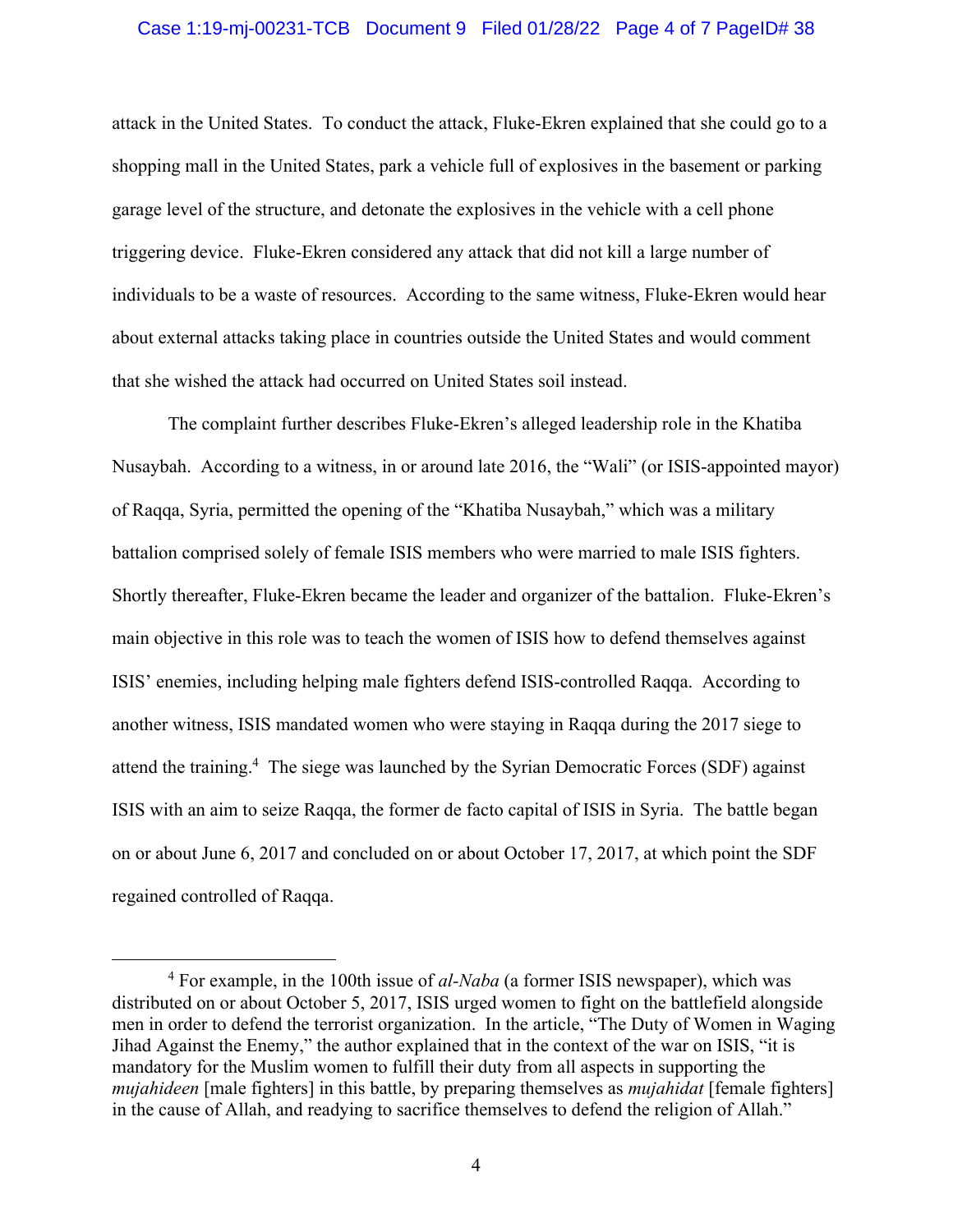attack in the United States. To conduct the attack, Fluke-Ekren explained that she could go to a shopping mall in the United States, park a vehicle full of explosives in the basement or parking garage level of the structure, and detonate the explosives in the vehicle with a cell phone triggering device. Fluke-Ekren considered any attack that did not kill a large number of individuals to be a waste of resources. According to the same witness, Fluke-Ekren would hear about external attacks taking place in countries outside the United States and would comment that she wished the attack had occurred on United States soil instead.

The complaint further describes Fluke-Ekren's alleged leadership role in the Khatiba Nusaybah. According to a witness, in or around late 2016, the "Wali" (or ISIS-appointed mayor) of Raqqa, Syria, permitted the opening of the "Khatiba Nusaybah," which was a military battalion comprised solely of female ISIS members who were married to male ISIS fighters. Shortly thereafter, Fluke-Ekren became the leader and organizer of the battalion. Fluke-Ekren's main objective in this role was to teach the women of ISIS how to defend themselves against ISIS' enemies, including helping male fighters defend ISIS-controlled Raqqa. According to another witness, ISIS mandated women who were staying in Raqqa during the 2017 siege to attend the training.[4] The siege was launched by the Syrian Democratic Forces (SDF) against ISIS with an aim to seize Raqqa, the former de facto capital of ISIS in Syria. The battle began on or about June 6, 2017 and concluded on or about October 17, 2017, at which point the SDF regained controlled of Raqqa.

---

[4] For example, in the 100th issue of *al-Naba* (a former ISIS newspaper), which was distributed on or about October 5, 2017, ISIS urged women to fight on the battlefield alongside men in order to defend the terrorist organization. In the article, "The Duty of Women in Waging Jihad Against the Enemy," the author explained that in the context of the war on ISIS, "it is mandatory for the Muslim women to fulfill their duty from all aspects in supporting the *mujahideen* [male fighters] in this battle, by preparing themselves as *mujahidat* [female fighters] in the cause of Allah, and readying to sacrifice themselves to defend the religion of Allah."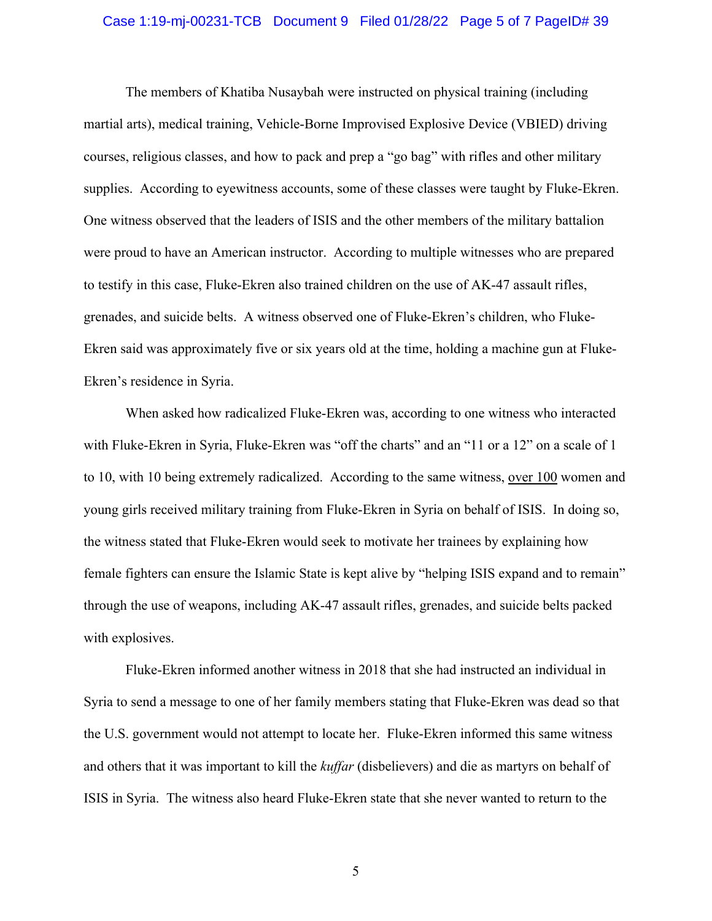The members of Khatiba Nusaybah were instructed on physical training (including martial arts), medical training, Vehicle-Borne Improvised Explosive Device (VBIED) driving courses, religious classes, and how to pack and prep a "go bag" with rifles and other military supplies. According to eyewitness accounts, some of these classes were taught by Fluke-Ekren. One witness observed that the leaders of ISIS and the other members of the military battalion were proud to have an American instructor. According to multiple witnesses who are prepared to testify in this case, Fluke-Ekren also trained children on the use of AK-47 assault rifles, grenades, and suicide belts. A witness observed one of Fluke-Ekren's children, who Fluke-Ekren said was approximately five or six years old at the time, holding a machine gun at Fluke-Ekren's residence in Syria.

When asked how radicalized Fluke-Ekren was, according to one witness who interacted with Fluke-Ekren in Syria, Fluke-Ekren was "off the charts" and an "11 or a 12" on a scale of 1 to 10, with 10 being extremely radicalized. According to the same witness, <u>over 100</u> women and young girls received military training from Fluke-Ekren in Syria on behalf of ISIS. In doing so, the witness stated that Fluke-Ekren would seek to motivate her trainees by explaining how female fighters can ensure the Islamic State is kept alive by "helping ISIS expand and to remain" through the use of weapons, including AK-47 assault rifles, grenades, and suicide belts packed with explosives.

Fluke-Ekren informed another witness in 2018 that she had instructed an individual in Syria to send a message to one of her family members stating that Fluke-Ekren was dead so that the U.S. government would not attempt to locate her. Fluke-Ekren informed this same witness and others that it was important to kill the *kuffar* (disbelievers) and die as martyrs on behalf of ISIS in Syria. The witness also heard Fluke-Ekren state that she never wanted to return to the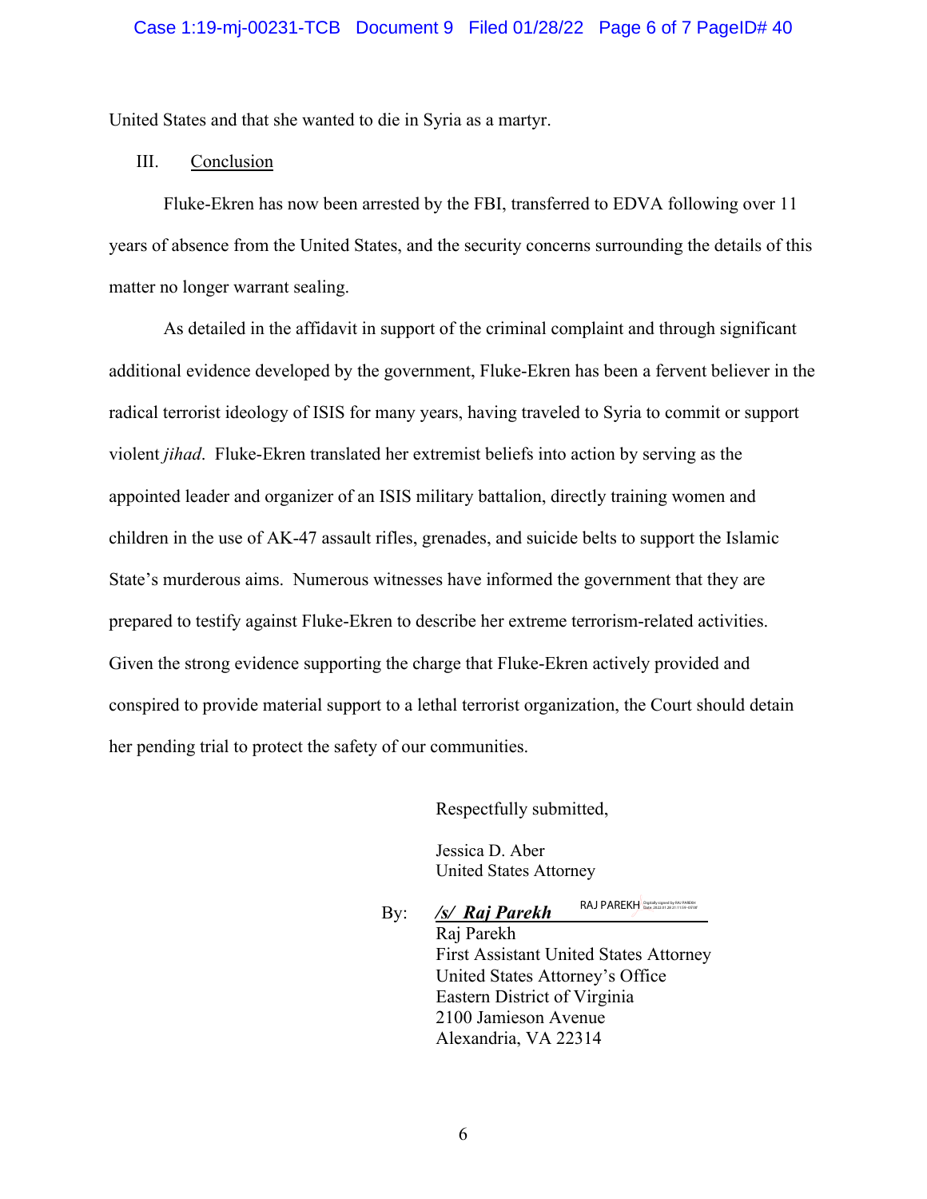United States and that she wanted to die in Syria as a martyr.

III. Conclusion

Fluke-Ekren has now been arrested by the FBI, transferred to EDVA following over 11 years of absence from the United States, and the security concerns surrounding the details of this matter no longer warrant sealing.

As detailed in the affidavit in support of the criminal complaint and through significant additional evidence developed by the government, Fluke-Ekren has been a fervent believer in the radical terrorist ideology of ISIS for many years, having traveled to Syria to commit or support violent *jihad*. Fluke-Ekren translated her extremist beliefs into action by serving as the appointed leader and organizer of an ISIS military battalion, directly training women and children in the use of AK-47 assault rifles, grenades, and suicide belts to support the Islamic State's murderous aims. Numerous witnesses have informed the government that they are prepared to testify against Fluke-Ekren to describe her extreme terrorism-related activities. Given the strong evidence supporting the charge that Fluke-Ekren actively provided and conspired to provide material support to a lethal terrorist organization, the Court should detain her pending trial to protect the safety of our communities.

Respectfully submitted,

Jessica D. Aber
United States Attorney

By: ***/s/ Raj Parekh*** RAJ PAREKH
Raj Parekh
First Assistant United States Attorney
United States Attorney's Office
Eastern District of Virginia
2100 Jamieson Avenue
Alexandria, VA 22314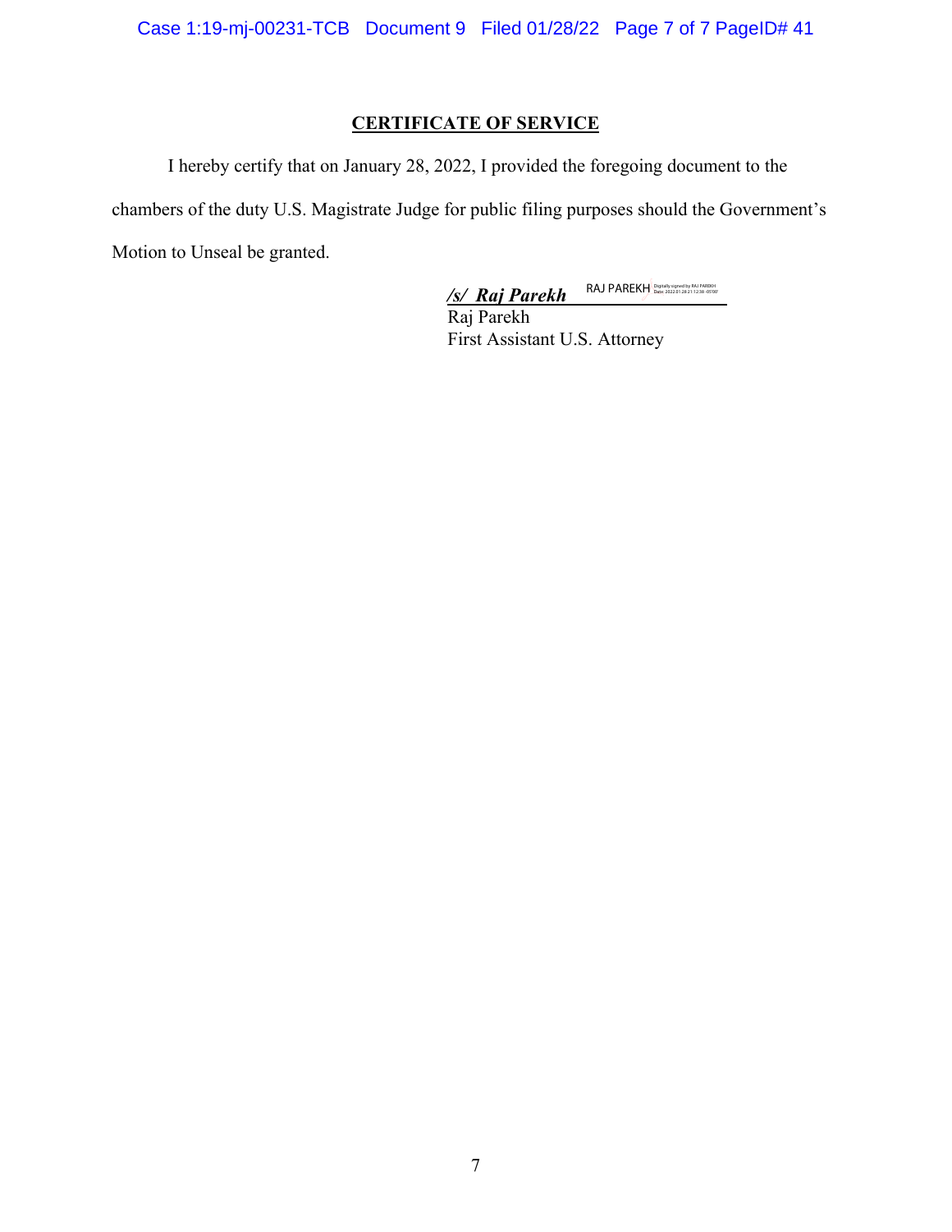## CERTIFICATE OF SERVICE

I hereby certify that on January 28, 2022, I provided the foregoing document to the chambers of the duty U.S. Magistrate Judge for public filing purposes should the Government's Motion to Unseal be granted.

***/s/ Raj Parekh*** RAJ PAREKH Digitally signed by RAJ PAREKH Date: 2022.01.28 21:12:38 -05'00'
Raj Parekh
First Assistant U.S. Attorney